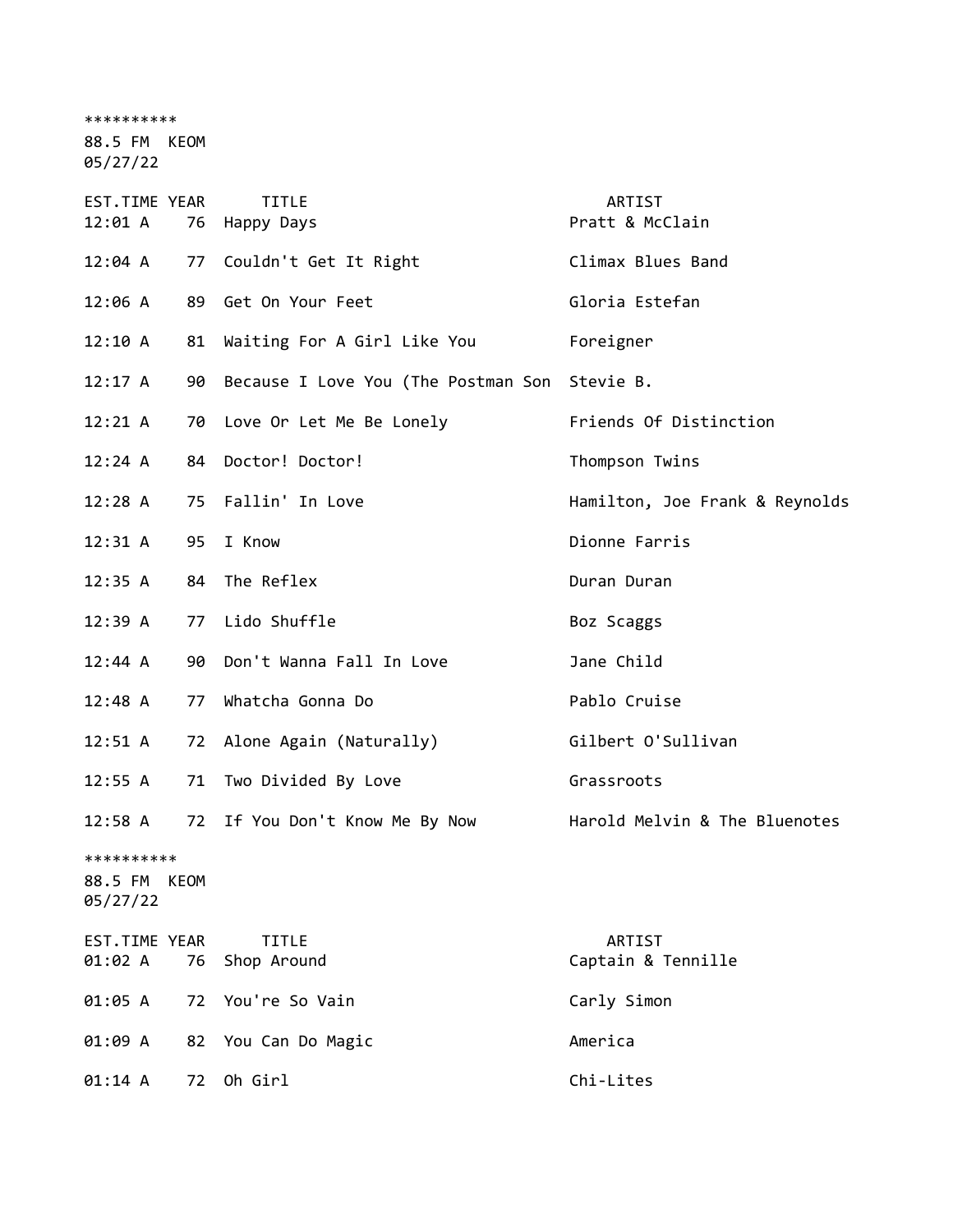**********
88.5 FM KEOM
05/27/22

| EST.TIME | YEAR | TITLE | ARTIST |
|---|---|---|---|
| 12:01 A | 76 | Happy Days | Pratt & McClain |
| 12:04 A | 77 | Couldn't Get It Right | Climax Blues Band |
| 12:06 A | 89 | Get On Your Feet | Gloria Estefan |
| 12:10 A | 81 | Waiting For A Girl Like You | Foreigner |
| 12:17 A | 90 | Because I Love You (The Postman Son | Stevie B. |
| 12:21 A | 70 | Love Or Let Me Be Lonely | Friends Of Distinction |
| 12:24 A | 84 | Doctor! Doctor! | Thompson Twins |
| 12:28 A | 75 | Fallin' In Love | Hamilton, Joe Frank & Reynolds |
| 12:31 A | 95 | I Know | Dionne Farris |
| 12:35 A | 84 | The Reflex | Duran Duran |
| 12:39 A | 77 | Lido Shuffle | Boz Scaggs |
| 12:44 A | 90 | Don't Wanna Fall In Love | Jane Child |
| 12:48 A | 77 | Whatcha Gonna Do | Pablo Cruise |
| 12:51 A | 72 | Alone Again (Naturally) | Gilbert O'Sullivan |
| 12:55 A | 71 | Two Divided By Love | Grassroots |
| 12:58 A | 72 | If You Don't Know Me By Now | Harold Melvin & The Bluenotes |

**********
88.5 FM KEOM
05/27/22

| EST.TIME | YEAR | TITLE | ARTIST |
|---|---|---|---|
| 01:02 A | 76 | Shop Around | Captain & Tennille |
| 01:05 A | 72 | You're So Vain | Carly Simon |
| 01:09 A | 82 | You Can Do Magic | America |
| 01:14 A | 72 | Oh Girl | Chi-Lites |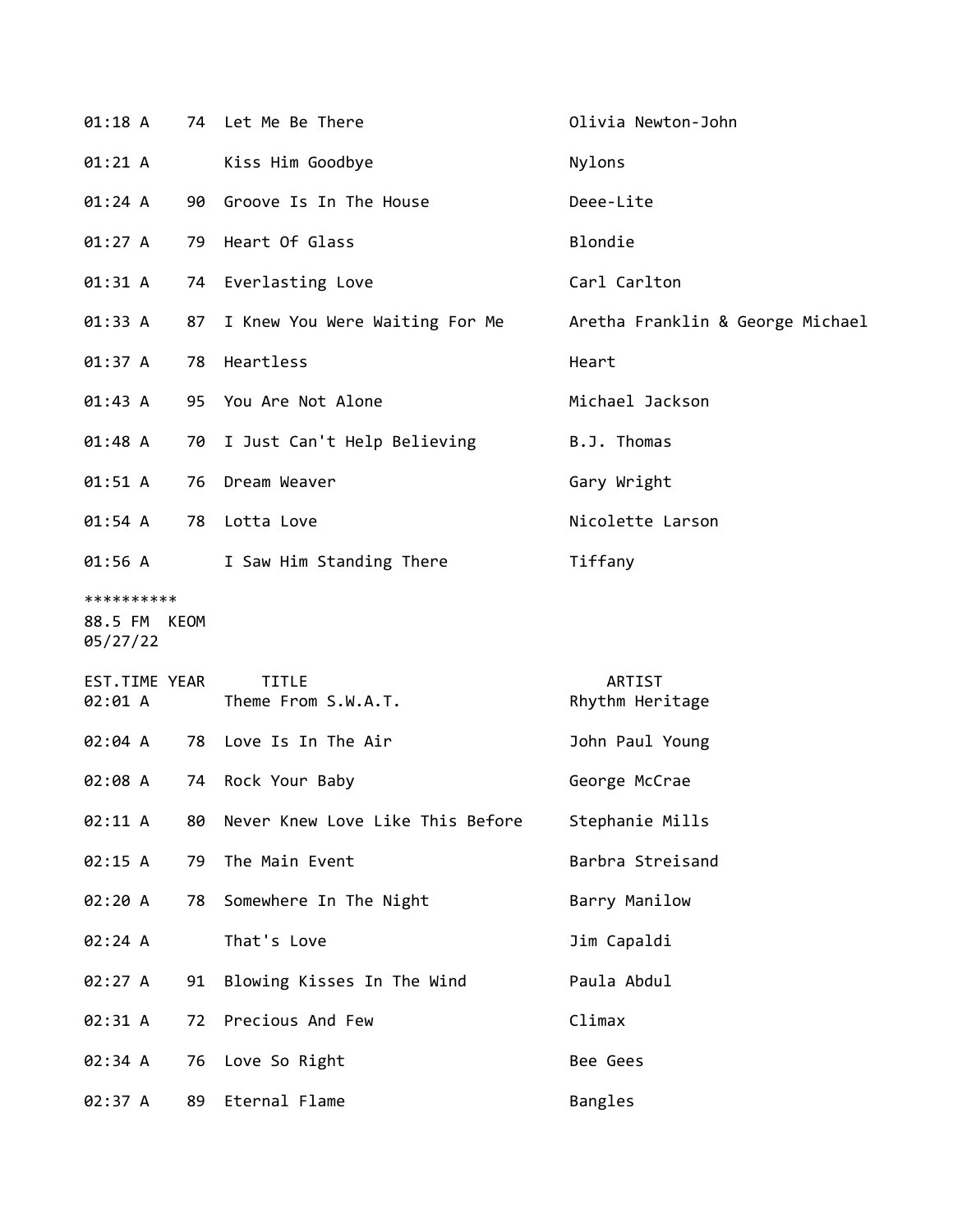| | | | |
|---|---|---|---|
| 01:18 A | 74 | Let Me Be There | Olivia Newton-John |
| 01:21 A | | Kiss Him Goodbye | Nylons |
| 01:24 A | 90 | Groove Is In The House | Deee-Lite |
| 01:27 A | 79 | Heart Of Glass | Blondie |
| 01:31 A | 74 | Everlasting Love | Carl Carlton |
| 01:33 A | 87 | I Knew You Were Waiting For Me | Aretha Franklin & George Michael |
| 01:37 A | 78 | Heartless | Heart |
| 01:43 A | 95 | You Are Not Alone | Michael Jackson |
| 01:48 A | 70 | I Just Can't Help Believing | B.J. Thomas |
| 01:51 A | 76 | Dream Weaver | Gary Wright |
| 01:54 A | 78 | Lotta Love | Nicolette Larson |
| 01:56 A | | I Saw Him Standing There | Tiffany |

**********
88.5 FM KEOM
05/27/22

| EST.TIME | YEAR | TITLE | ARTIST |
|---|---|---|---|
| 02:01 A | | Theme From S.W.A.T. | Rhythm Heritage |
| 02:04 A | 78 | Love Is In The Air | John Paul Young |
| 02:08 A | 74 | Rock Your Baby | George McCrae |
| 02:11 A | 80 | Never Knew Love Like This Before | Stephanie Mills |
| 02:15 A | 79 | The Main Event | Barbra Streisand |
| 02:20 A | 78 | Somewhere In The Night | Barry Manilow |
| 02:24 A | | That's Love | Jim Capaldi |
| 02:27 A | 91 | Blowing Kisses In The Wind | Paula Abdul |
| 02:31 A | 72 | Precious And Few | Climax |
| 02:34 A | 76 | Love So Right | Bee Gees |
| 02:37 A | 89 | Eternal Flame | Bangles |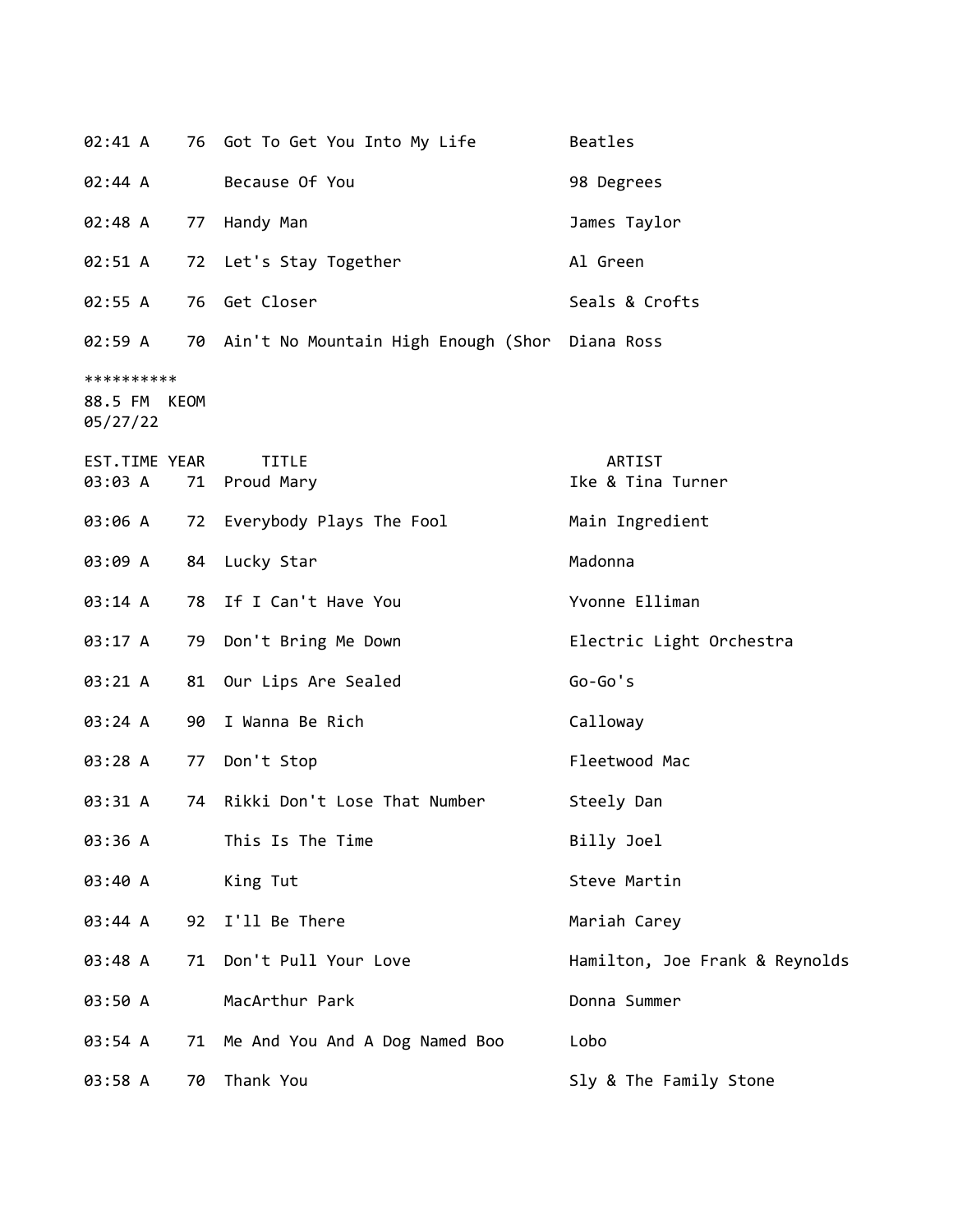| | | | |
|---|---|---|---|
| 02:41 A | 76 | Got To Get You Into My Life | Beatles |
| 02:44 A | | Because Of You | 98 Degrees |
| 02:48 A | 77 | Handy Man | James Taylor |
| 02:51 A | 72 | Let's Stay Together | Al Green |
| 02:55 A | 76 | Get Closer | Seals & Crofts |
| 02:59 A | 70 | Ain't No Mountain High Enough (Shor | Diana Ross |

**********
88.5 FM KEOM
05/27/22

| EST.TIME | YEAR | TITLE | ARTIST |
|---|---|---|---|
| 03:03 A | 71 | Proud Mary | Ike & Tina Turner |
| 03:06 A | 72 | Everybody Plays The Fool | Main Ingredient |
| 03:09 A | 84 | Lucky Star | Madonna |
| 03:14 A | 78 | If I Can't Have You | Yvonne Elliman |
| 03:17 A | 79 | Don't Bring Me Down | Electric Light Orchestra |
| 03:21 A | 81 | Our Lips Are Sealed | Go-Go's |
| 03:24 A | 90 | I Wanna Be Rich | Calloway |
| 03:28 A | 77 | Don't Stop | Fleetwood Mac |
| 03:31 A | 74 | Rikki Don't Lose That Number | Steely Dan |
| 03:36 A | | This Is The Time | Billy Joel |
| 03:40 A | | King Tut | Steve Martin |
| 03:44 A | 92 | I'll Be There | Mariah Carey |
| 03:48 A | 71 | Don't Pull Your Love | Hamilton, Joe Frank & Reynolds |
| 03:50 A | | MacArthur Park | Donna Summer |
| 03:54 A | 71 | Me And You And A Dog Named Boo | Lobo |
| 03:58 A | 70 | Thank You | Sly & The Family Stone |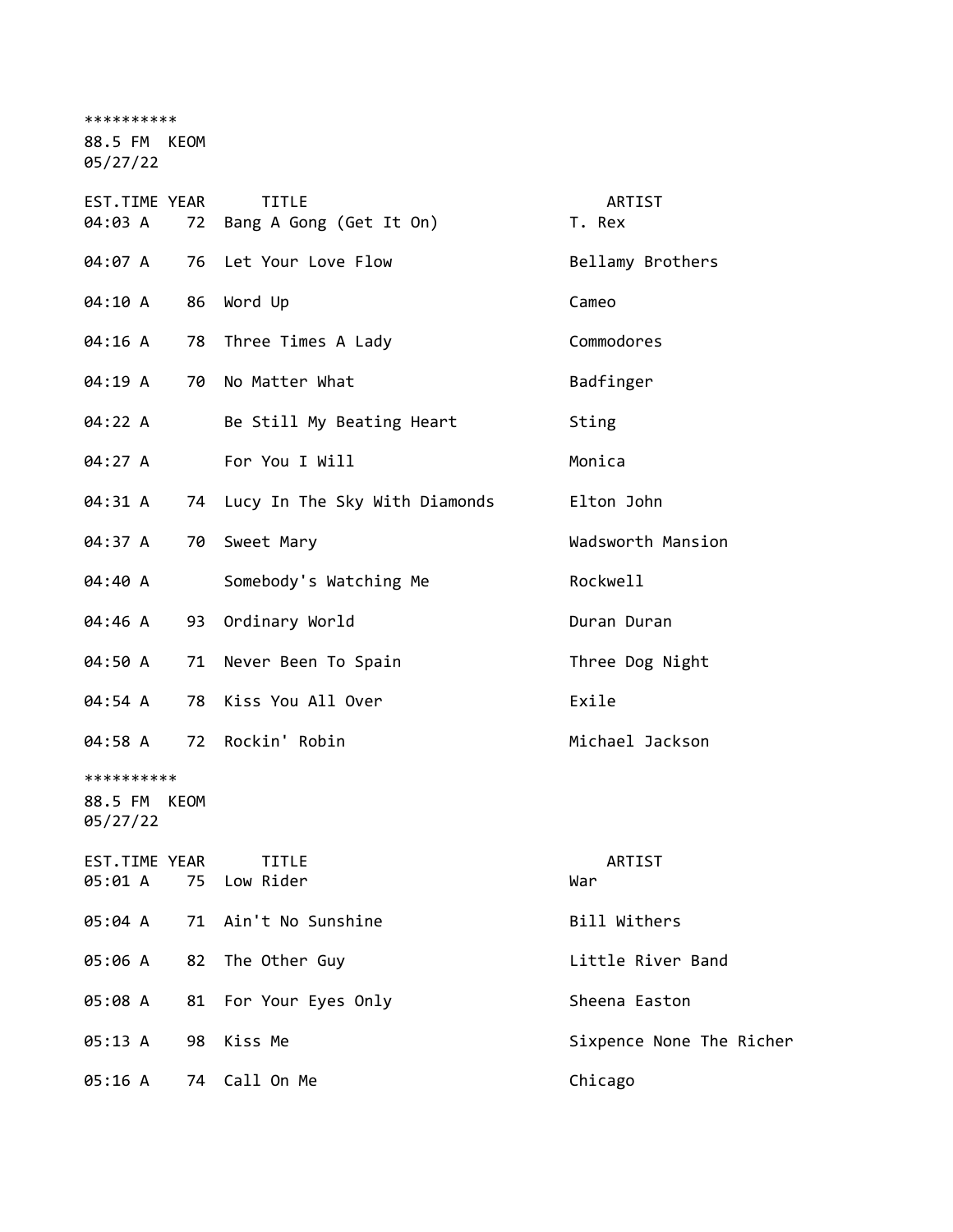**********
88.5 FM KEOM
05/27/22

| EST.TIME | YEAR | TITLE | ARTIST |
|---|---|---|---|
| 04:03 A | 72 | Bang A Gong (Get It On) | T. Rex |
| 04:07 A | 76 | Let Your Love Flow | Bellamy Brothers |
| 04:10 A | 86 | Word Up | Cameo |
| 04:16 A | 78 | Three Times A Lady | Commodores |
| 04:19 A | 70 | No Matter What | Badfinger |
| 04:22 A | | Be Still My Beating Heart | Sting |
| 04:27 A | | For You I Will | Monica |
| 04:31 A | 74 | Lucy In The Sky With Diamonds | Elton John |
| 04:37 A | 70 | Sweet Mary | Wadsworth Mansion |
| 04:40 A | | Somebody's Watching Me | Rockwell |
| 04:46 A | 93 | Ordinary World | Duran Duran |
| 04:50 A | 71 | Never Been To Spain | Three Dog Night |
| 04:54 A | 78 | Kiss You All Over | Exile |
| 04:58 A | 72 | Rockin' Robin | Michael Jackson |

**********
88.5 FM KEOM
05/27/22

| EST.TIME | YEAR | TITLE | ARTIST |
|---|---|---|---|
| 05:01 A | 75 | Low Rider | War |
| 05:04 A | 71 | Ain't No Sunshine | Bill Withers |
| 05:06 A | 82 | The Other Guy | Little River Band |
| 05:08 A | 81 | For Your Eyes Only | Sheena Easton |
| 05:13 A | 98 | Kiss Me | Sixpence None The Richer |
| 05:16 A | 74 | Call On Me | Chicago |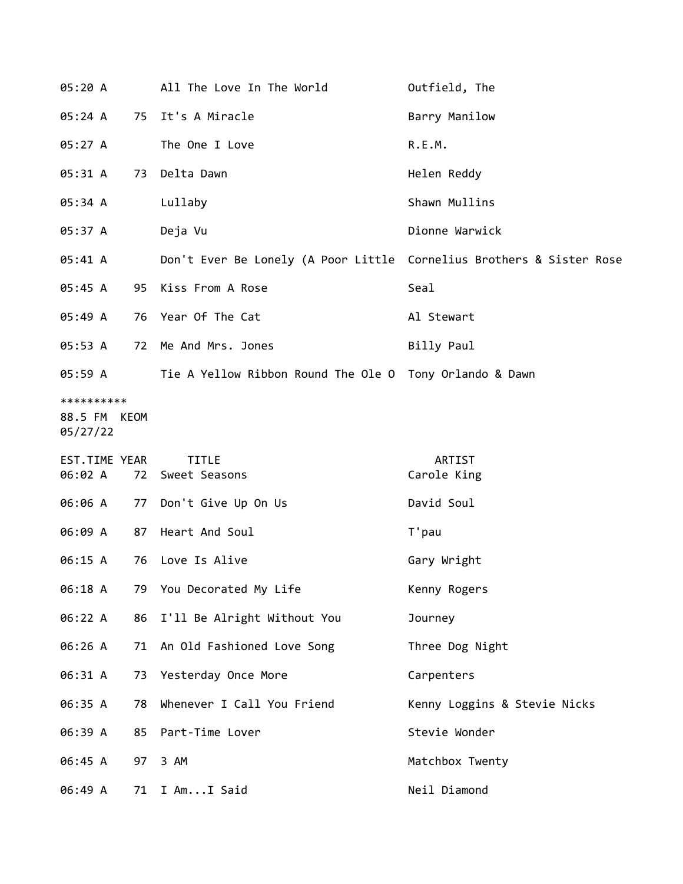| | | | |
|---|---|---|---|
| 05:20 A | | All The Love In The World | Outfield, The |
| 05:24 A | 75 | It's A Miracle | Barry Manilow |
| 05:27 A | | The One I Love | R.E.M. |
| 05:31 A | 73 | Delta Dawn | Helen Reddy |
| 05:34 A | | Lullaby | Shawn Mullins |
| 05:37 A | | Deja Vu | Dionne Warwick |
| 05:41 A | | Don't Ever Be Lonely (A Poor Little | Cornelius Brothers & Sister Rose |
| 05:45 A | 95 | Kiss From A Rose | Seal |
| 05:49 A | 76 | Year Of The Cat | Al Stewart |
| 05:53 A | 72 | Me And Mrs. Jones | Billy Paul |
| 05:59 A | | Tie A Yellow Ribbon Round The Ole O | Tony Orlando & Dawn |

**********
88.5 FM KEOM
05/27/22

| EST.TIME | YEAR | TITLE | ARTIST |
|---|---|---|---|
| 06:02 A | 72 | Sweet Seasons | Carole King |
| 06:06 A | 77 | Don't Give Up On Us | David Soul |
| 06:09 A | 87 | Heart And Soul | T'pau |
| 06:15 A | 76 | Love Is Alive | Gary Wright |
| 06:18 A | 79 | You Decorated My Life | Kenny Rogers |
| 06:22 A | 86 | I'll Be Alright Without You | Journey |
| 06:26 A | 71 | An Old Fashioned Love Song | Three Dog Night |
| 06:31 A | 73 | Yesterday Once More | Carpenters |
| 06:35 A | 78 | Whenever I Call You Friend | Kenny Loggins & Stevie Nicks |
| 06:39 A | 85 | Part-Time Lover | Stevie Wonder |
| 06:45 A | 97 | 3 AM | Matchbox Twenty |
| 06:49 A | 71 | I Am...I Said | Neil Diamond |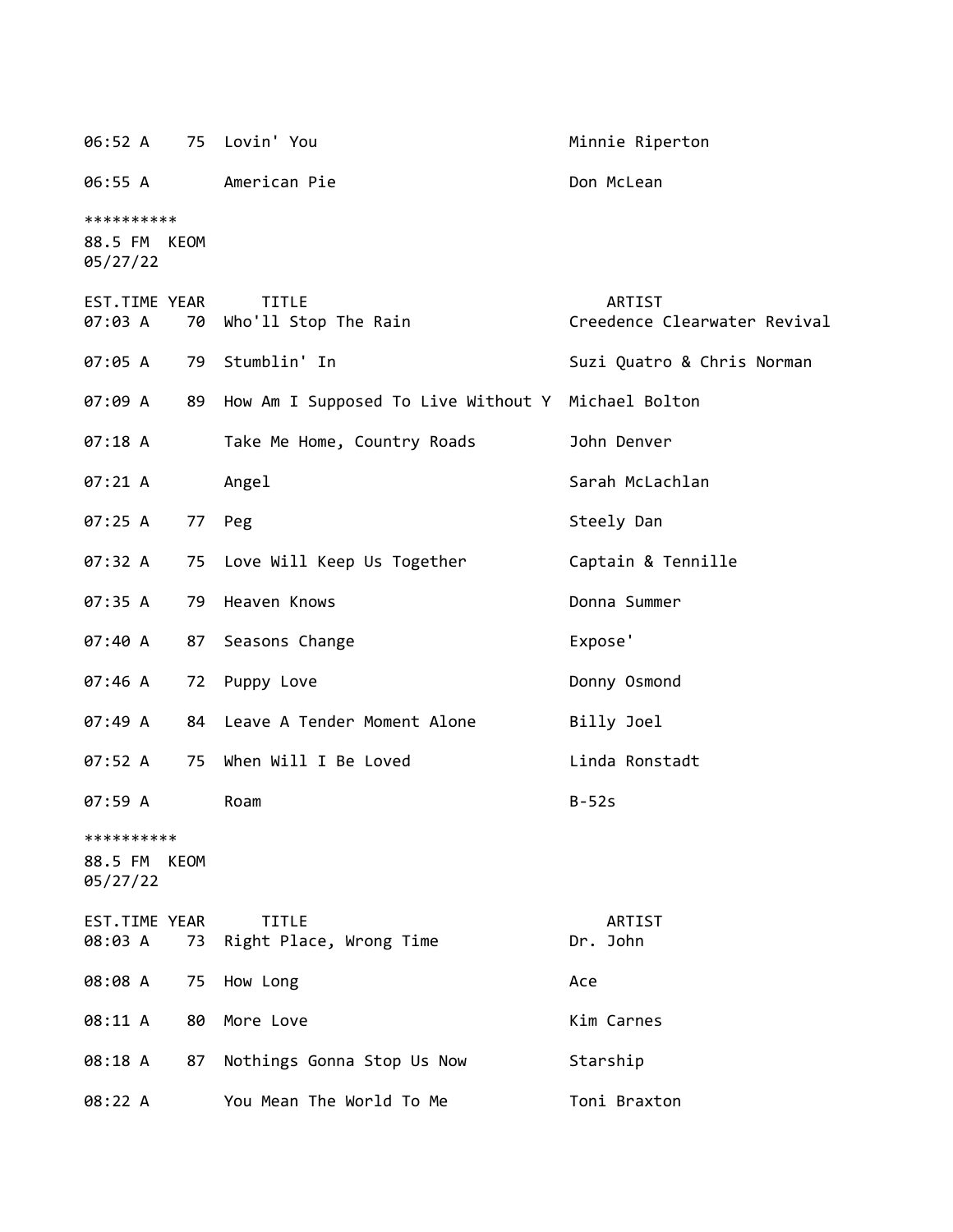| | | | |
|---|---|---|---|
| 06:52 A | 75 | Lovin' You | Minnie Riperton |
| 06:55 A | | American Pie | Don McLean |

**********
88.5 FM KEOM
05/27/22

| EST.TIME | YEAR | TITLE | ARTIST |
|---|---|---|---|
| 07:03 A | 70 | Who'll Stop The Rain | Creedence Clearwater Revival |
| 07:05 A | 79 | Stumblin' In | Suzi Quatro & Chris Norman |
| 07:09 A | 89 | How Am I Supposed To Live Without Y | Michael Bolton |
| 07:18 A | | Take Me Home, Country Roads | John Denver |
| 07:21 A | | Angel | Sarah McLachlan |
| 07:25 A | 77 | Peg | Steely Dan |
| 07:32 A | 75 | Love Will Keep Us Together | Captain & Tennille |
| 07:35 A | 79 | Heaven Knows | Donna Summer |
| 07:40 A | 87 | Seasons Change | Expose' |
| 07:46 A | 72 | Puppy Love | Donny Osmond |
| 07:49 A | 84 | Leave A Tender Moment Alone | Billy Joel |
| 07:52 A | 75 | When Will I Be Loved | Linda Ronstadt |
| 07:59 A | | Roam | B-52s |

**********
88.5 FM KEOM
05/27/22

| EST.TIME | YEAR | TITLE | ARTIST |
|---|---|---|---|
| 08:03 A | 73 | Right Place, Wrong Time | Dr. John |
| 08:08 A | 75 | How Long | Ace |
| 08:11 A | 80 | More Love | Kim Carnes |
| 08:18 A | 87 | Nothings Gonna Stop Us Now | Starship |
| 08:22 A | | You Mean The World To Me | Toni Braxton |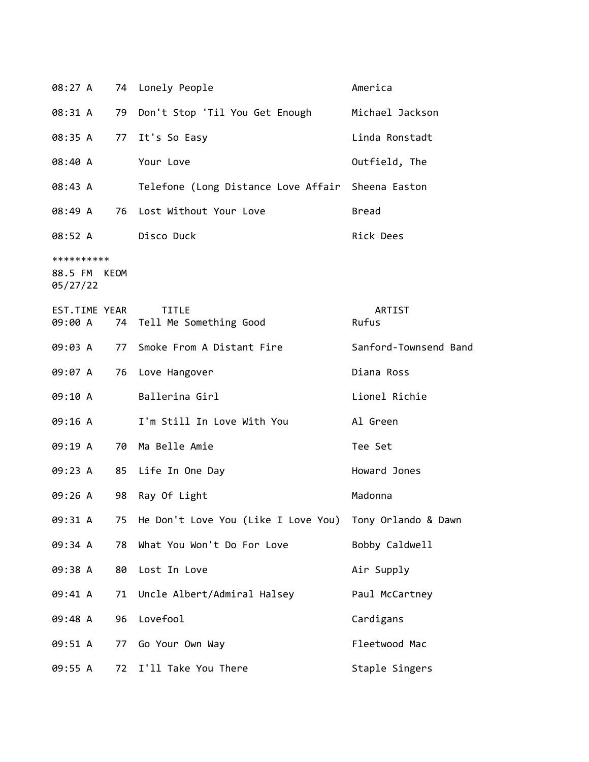| | | | |
|---|---|---|---|
| 08:27 A | 74 | Lonely People | America |
| 08:31 A | 79 | Don't Stop 'Til You Get Enough | Michael Jackson |
| 08:35 A | 77 | It's So Easy | Linda Ronstadt |
| 08:40 A | | Your Love | Outfield, The |
| 08:43 A | | Telefone (Long Distance Love Affair | Sheena Easton |
| 08:49 A | 76 | Lost Without Your Love | Bread |
| 08:52 A | | Disco Duck | Rick Dees |

**********
88.5 FM KEOM
05/27/22

| EST.TIME | YEAR | TITLE | ARTIST |
|---|---|---|---|
| 09:00 A | 74 | Tell Me Something Good | Rufus |
| 09:03 A | 77 | Smoke From A Distant Fire | Sanford-Townsend Band |
| 09:07 A | 76 | Love Hangover | Diana Ross |
| 09:10 A | | Ballerina Girl | Lionel Richie |
| 09:16 A | | I'm Still In Love With You | Al Green |
| 09:19 A | 70 | Ma Belle Amie | Tee Set |
| 09:23 A | 85 | Life In One Day | Howard Jones |
| 09:26 A | 98 | Ray Of Light | Madonna |
| 09:31 A | 75 | He Don't Love You (Like I Love You) | Tony Orlando & Dawn |
| 09:34 A | 78 | What You Won't Do For Love | Bobby Caldwell |
| 09:38 A | 80 | Lost In Love | Air Supply |
| 09:41 A | 71 | Uncle Albert/Admiral Halsey | Paul McCartney |
| 09:48 A | 96 | Lovefool | Cardigans |
| 09:51 A | 77 | Go Your Own Way | Fleetwood Mac |
| 09:55 A | 72 | I'll Take You There | Staple Singers |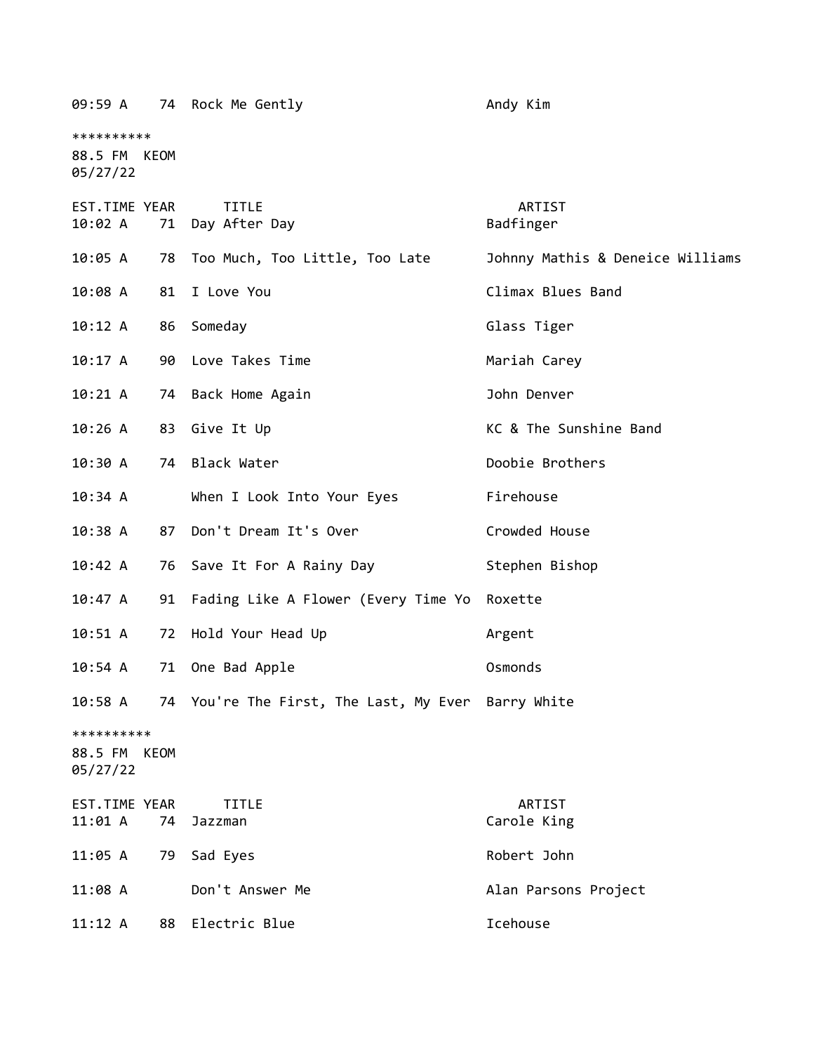| | | | |
|---|---|---|---|
| 09:59 A | 74 | Rock Me Gently | Andy Kim |

**********

88.5 FM KEOM
05/27/22

| EST.TIME | YEAR | TITLE | ARTIST |
|---|---|---|---|
| 10:02 A | 71 | Day After Day | Badfinger |
| 10:05 A | 78 | Too Much, Too Little, Too Late | Johnny Mathis & Deneice Williams |
| 10:08 A | 81 | I Love You | Climax Blues Band |
| 10:12 A | 86 | Someday | Glass Tiger |
| 10:17 A | 90 | Love Takes Time | Mariah Carey |
| 10:21 A | 74 | Back Home Again | John Denver |
| 10:26 A | 83 | Give It Up | KC & The Sunshine Band |
| 10:30 A | 74 | Black Water | Doobie Brothers |
| 10:34 A | | When I Look Into Your Eyes | Firehouse |
| 10:38 A | 87 | Don't Dream It's Over | Crowded House |
| 10:42 A | 76 | Save It For A Rainy Day | Stephen Bishop |
| 10:47 A | 91 | Fading Like A Flower (Every Time Yo | Roxette |
| 10:51 A | 72 | Hold Your Head Up | Argent |
| 10:54 A | 71 | One Bad Apple | Osmonds |
| 10:58 A | 74 | You're The First, The Last, My Ever | Barry White |

**********

88.5 FM KEOM
05/27/22

| EST.TIME | YEAR | TITLE | ARTIST |
|---|---|---|---|
| 11:01 A | 74 | Jazzman | Carole King |
| 11:05 A | 79 | Sad Eyes | Robert John |
| 11:08 A | | Don't Answer Me | Alan Parsons Project |
| 11:12 A | 88 | Electric Blue | Icehouse |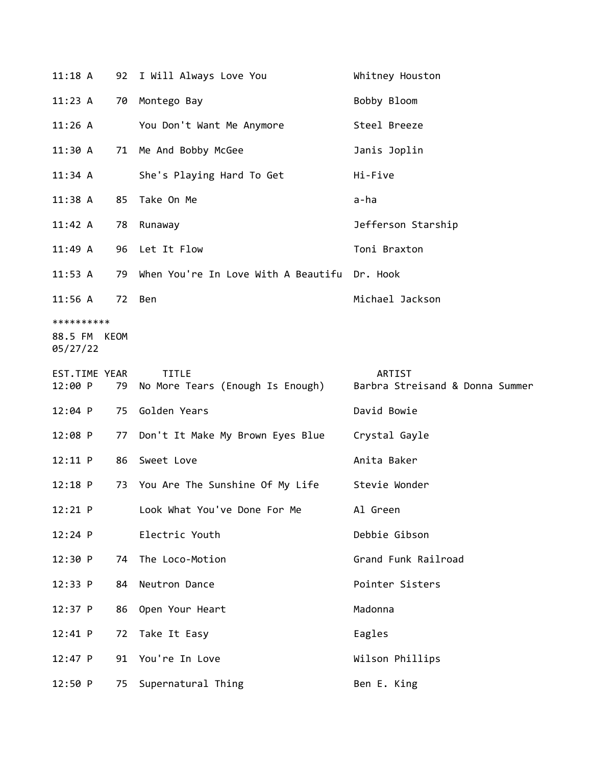| | | | |
|---|---|---|---|
| 11:18 A | 92 | I Will Always Love You | Whitney Houston |
| 11:23 A | 70 | Montego Bay | Bobby Bloom |
| 11:26 A | | You Don't Want Me Anymore | Steel Breeze |
| 11:30 A | 71 | Me And Bobby McGee | Janis Joplin |
| 11:34 A | | She's Playing Hard To Get | Hi-Five |
| 11:38 A | 85 | Take On Me | a-ha |
| 11:42 A | 78 | Runaway | Jefferson Starship |
| 11:49 A | 96 | Let It Flow | Toni Braxton |
| 11:53 A | 79 | When You're In Love With A Beautifu | Dr. Hook |
| 11:56 A | 72 | Ben | Michael Jackson |

**********

88.5 FM KEOM

05/27/22

| EST.TIME | YEAR | TITLE | ARTIST |
|---|---|---|---|
| 12:00 P | 79 | No More Tears (Enough Is Enough) | Barbra Streisand & Donna Summer |
| 12:04 P | 75 | Golden Years | David Bowie |
| 12:08 P | 77 | Don't It Make My Brown Eyes Blue | Crystal Gayle |
| 12:11 P | 86 | Sweet Love | Anita Baker |
| 12:18 P | 73 | You Are The Sunshine Of My Life | Stevie Wonder |
| 12:21 P | | Look What You've Done For Me | Al Green |
| 12:24 P | | Electric Youth | Debbie Gibson |
| 12:30 P | 74 | The Loco-Motion | Grand Funk Railroad |
| 12:33 P | 84 | Neutron Dance | Pointer Sisters |
| 12:37 P | 86 | Open Your Heart | Madonna |
| 12:41 P | 72 | Take It Easy | Eagles |
| 12:47 P | 91 | You're In Love | Wilson Phillips |
| 12:50 P | 75 | Supernatural Thing | Ben E. King |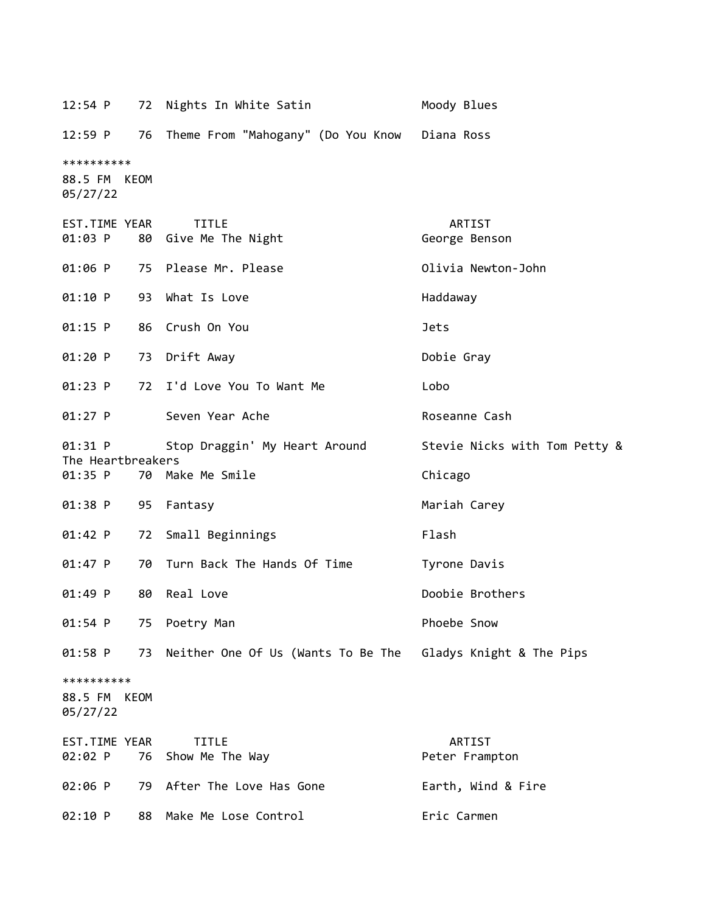| | | | |
|---|---|---|---|
| 12:54 P | 72 | Nights In White Satin | Moody Blues |
| 12:59 P | 76 | Theme From "Mahogany" (Do You Know | Diana Ross |

**********
88.5 FM KEOM
05/27/22

| EST.TIME | YEAR | TITLE | ARTIST |
|---|---|---|---|
| 01:03 P | 80 | Give Me The Night | George Benson |
| 01:06 P | 75 | Please Mr. Please | Olivia Newton-John |
| 01:10 P | 93 | What Is Love | Haddaway |
| 01:15 P | 86 | Crush On You | Jets |
| 01:20 P | 73 | Drift Away | Dobie Gray |
| 01:23 P | 72 | I'd Love You To Want Me | Lobo |
| 01:27 P | | Seven Year Ache | Roseanne Cash |
| 01:31 P | | Stop Draggin' My Heart Around | Stevie Nicks with Tom Petty & The Heartbreakers |
| 01:35 P | 70 | Make Me Smile | Chicago |
| 01:38 P | 95 | Fantasy | Mariah Carey |
| 01:42 P | 72 | Small Beginnings | Flash |
| 01:47 P | 70 | Turn Back The Hands Of Time | Tyrone Davis |
| 01:49 P | 80 | Real Love | Doobie Brothers |
| 01:54 P | 75 | Poetry Man | Phoebe Snow |
| 01:58 P | 73 | Neither One Of Us (Wants To Be The | Gladys Knight & The Pips |

**********
88.5 FM KEOM
05/27/22

| EST.TIME | YEAR | TITLE | ARTIST |
|---|---|---|---|
| 02:02 P | 76 | Show Me The Way | Peter Frampton |
| 02:06 P | 79 | After The Love Has Gone | Earth, Wind & Fire |
| 02:10 P | 88 | Make Me Lose Control | Eric Carmen |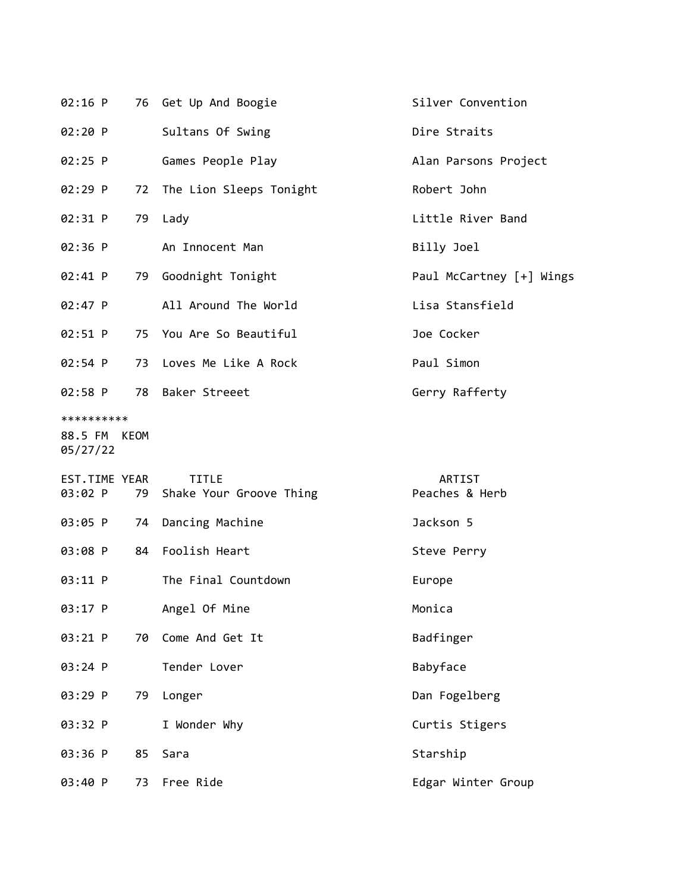| | | | |
|---|---|---|---|
| 02:16 P | 76 | Get Up And Boogie | Silver Convention |
| 02:20 P | | Sultans Of Swing | Dire Straits |
| 02:25 P | | Games People Play | Alan Parsons Project |
| 02:29 P | 72 | The Lion Sleeps Tonight | Robert John |
| 02:31 P | 79 | Lady | Little River Band |
| 02:36 P | | An Innocent Man | Billy Joel |
| 02:41 P | 79 | Goodnight Tonight | Paul McCartney [+] Wings |
| 02:47 P | | All Around The World | Lisa Stansfield |
| 02:51 P | 75 | You Are So Beautiful | Joe Cocker |
| 02:54 P | 73 | Loves Me Like A Rock | Paul Simon |
| 02:58 P | 78 | Baker Streeet | Gerry Rafferty |

**********
88.5 FM KEOM
05/27/22

| EST.TIME | YEAR | TITLE | ARTIST |
|---|---|---|---|
| 03:02 P | 79 | Shake Your Groove Thing | Peaches & Herb |
| 03:05 P | 74 | Dancing Machine | Jackson 5 |
| 03:08 P | 84 | Foolish Heart | Steve Perry |
| 03:11 P | | The Final Countdown | Europe |
| 03:17 P | | Angel Of Mine | Monica |
| 03:21 P | 70 | Come And Get It | Badfinger |
| 03:24 P | | Tender Lover | Babyface |
| 03:29 P | 79 | Longer | Dan Fogelberg |
| 03:32 P | | I Wonder Why | Curtis Stigers |
| 03:36 P | 85 | Sara | Starship |
| 03:40 P | 73 | Free Ride | Edgar Winter Group |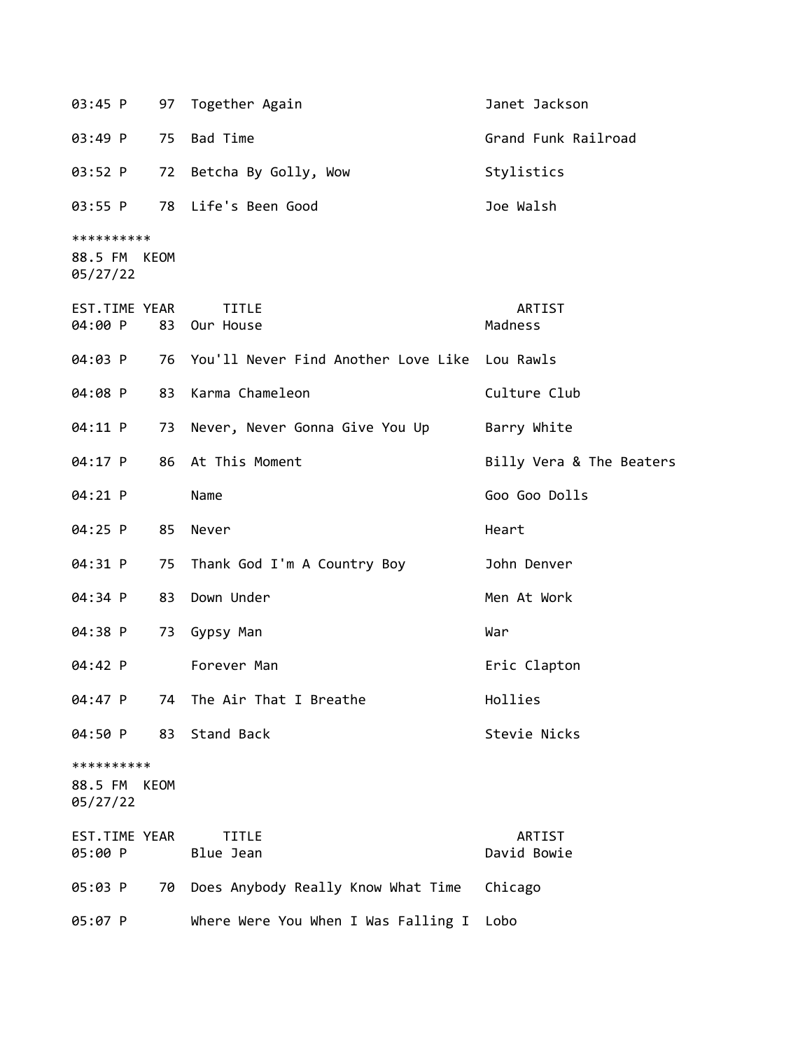| EST.TIME | YEAR | TITLE | ARTIST |
|---|---|---|---|
| 03:45 P | 97 | Together Again | Janet Jackson |
| 03:49 P | 75 | Bad Time | Grand Funk Railroad |
| 03:52 P | 72 | Betcha By Golly, Wow | Stylistics |
| 03:55 P | 78 | Life's Been Good | Joe Walsh |

**********
88.5 FM KEOM
05/27/22

| EST.TIME | YEAR | TITLE | ARTIST |
|---|---|---|---|
| 04:00 P | 83 | Our House | Madness |
| 04:03 P | 76 | You'll Never Find Another Love Like | Lou Rawls |
| 04:08 P | 83 | Karma Chameleon | Culture Club |
| 04:11 P | 73 | Never, Never Gonna Give You Up | Barry White |
| 04:17 P | 86 | At This Moment | Billy Vera & The Beaters |
| 04:21 P | | Name | Goo Goo Dolls |
| 04:25 P | 85 | Never | Heart |
| 04:31 P | 75 | Thank God I'm A Country Boy | John Denver |
| 04:34 P | 83 | Down Under | Men At Work |
| 04:38 P | 73 | Gypsy Man | War |
| 04:42 P | | Forever Man | Eric Clapton |
| 04:47 P | 74 | The Air That I Breathe | Hollies |
| 04:50 P | 83 | Stand Back | Stevie Nicks |

**********
88.5 FM KEOM
05/27/22

| EST.TIME | YEAR | TITLE | ARTIST |
|---|---|---|---|
| 05:00 P | | Blue Jean | David Bowie |
| 05:03 P | 70 | Does Anybody Really Know What Time | Chicago |
| 05:07 P | | Where Were You When I Was Falling I | Lobo |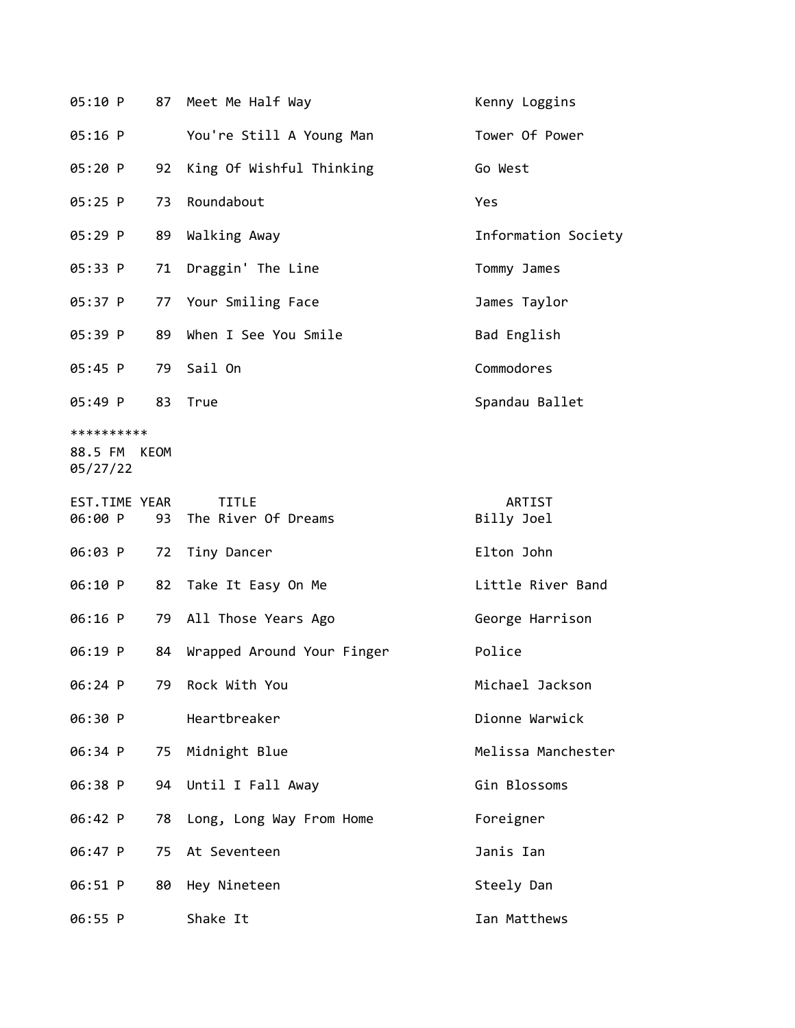| | | | |
|---|---|---|---|
| 05:10 P | 87 | Meet Me Half Way | Kenny Loggins |
| 05:16 P | | You're Still A Young Man | Tower Of Power |
| 05:20 P | 92 | King Of Wishful Thinking | Go West |
| 05:25 P | 73 | Roundabout | Yes |
| 05:29 P | 89 | Walking Away | Information Society |
| 05:33 P | 71 | Draggin' The Line | Tommy James |
| 05:37 P | 77 | Your Smiling Face | James Taylor |
| 05:39 P | 89 | When I See You Smile | Bad English |
| 05:45 P | 79 | Sail On | Commodores |
| 05:49 P | 83 | True | Spandau Ballet |

**********
88.5 FM KEOM
05/27/22

| EST.TIME | YEAR | TITLE | ARTIST |
|---|---|---|---|
| 06:00 P | 93 | The River Of Dreams | Billy Joel |
| 06:03 P | 72 | Tiny Dancer | Elton John |
| 06:10 P | 82 | Take It Easy On Me | Little River Band |
| 06:16 P | 79 | All Those Years Ago | George Harrison |
| 06:19 P | 84 | Wrapped Around Your Finger | Police |
| 06:24 P | 79 | Rock With You | Michael Jackson |
| 06:30 P | | Heartbreaker | Dionne Warwick |
| 06:34 P | 75 | Midnight Blue | Melissa Manchester |
| 06:38 P | 94 | Until I Fall Away | Gin Blossoms |
| 06:42 P | 78 | Long, Long Way From Home | Foreigner |
| 06:47 P | 75 | At Seventeen | Janis Ian |
| 06:51 P | 80 | Hey Nineteen | Steely Dan |
| 06:55 P | | Shake It | Ian Matthews |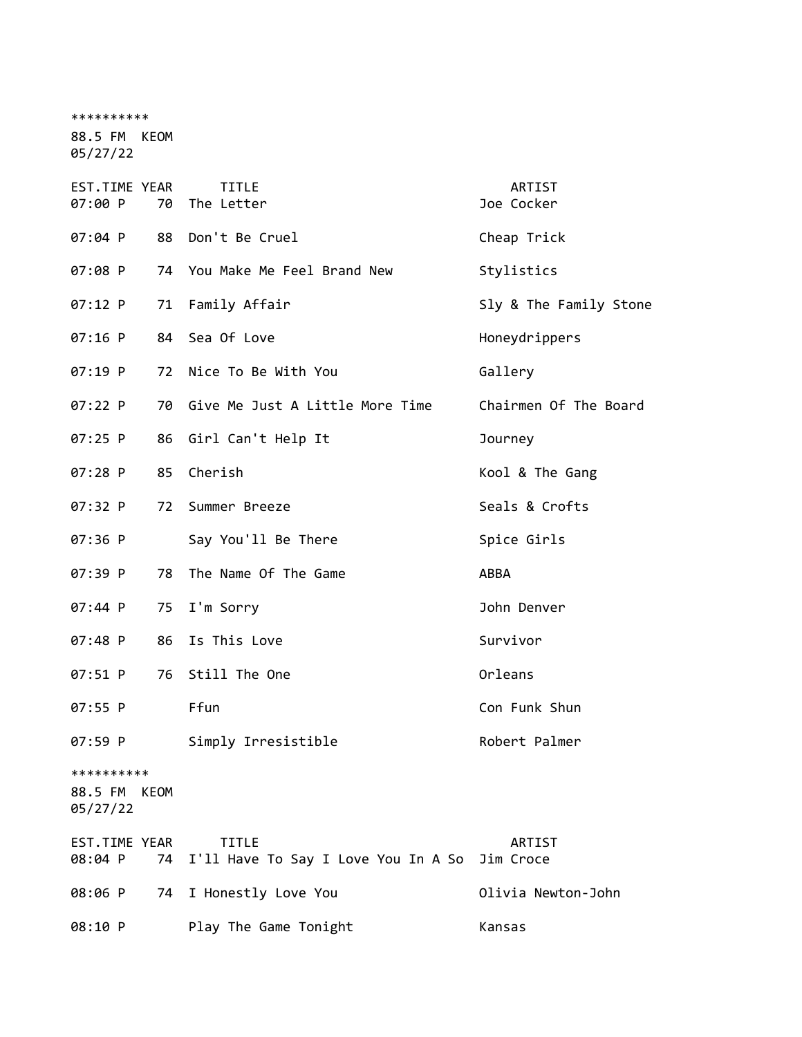**********
88.5 FM KEOM
05/27/22

| EST.TIME | YEAR | TITLE | ARTIST |
|---|---|---|---|
| 07:00 P | 70 | The Letter | Joe Cocker |
| 07:04 P | 88 | Don't Be Cruel | Cheap Trick |
| 07:08 P | 74 | You Make Me Feel Brand New | Stylistics |
| 07:12 P | 71 | Family Affair | Sly & The Family Stone |
| 07:16 P | 84 | Sea Of Love | Honeydrippers |
| 07:19 P | 72 | Nice To Be With You | Gallery |
| 07:22 P | 70 | Give Me Just A Little More Time | Chairmen Of The Board |
| 07:25 P | 86 | Girl Can't Help It | Journey |
| 07:28 P | 85 | Cherish | Kool & The Gang |
| 07:32 P | 72 | Summer Breeze | Seals & Crofts |
| 07:36 P | | Say You'll Be There | Spice Girls |
| 07:39 P | 78 | The Name Of The Game | ABBA |
| 07:44 P | 75 | I'm Sorry | John Denver |
| 07:48 P | 86 | Is This Love | Survivor |
| 07:51 P | 76 | Still The One | Orleans |
| 07:55 P | | Ffun | Con Funk Shun |
| 07:59 P | | Simply Irresistible | Robert Palmer |

**********
88.5 FM KEOM
05/27/22

| EST.TIME | YEAR | TITLE | ARTIST |
|---|---|---|---|
| 08:04 P | 74 | I'll Have To Say I Love You In A So | Jim Croce |
| 08:06 P | 74 | I Honestly Love You | Olivia Newton-John |
| 08:10 P | | Play The Game Tonight | Kansas |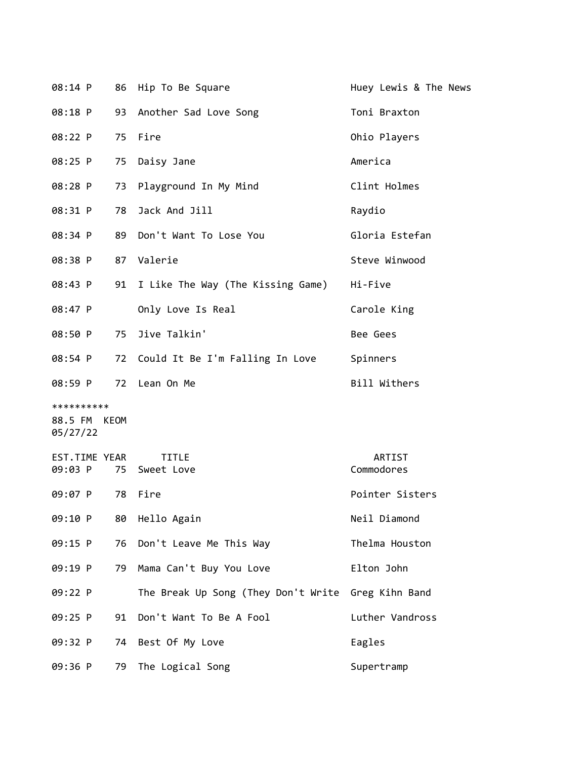| | | | |
|---|---|---|---|
| 08:14 P | 86 | Hip To Be Square | Huey Lewis & The News |
| 08:18 P | 93 | Another Sad Love Song | Toni Braxton |
| 08:22 P | 75 | Fire | Ohio Players |
| 08:25 P | 75 | Daisy Jane | America |
| 08:28 P | 73 | Playground In My Mind | Clint Holmes |
| 08:31 P | 78 | Jack And Jill | Raydio |
| 08:34 P | 89 | Don't Want To Lose You | Gloria Estefan |
| 08:38 P | 87 | Valerie | Steve Winwood |
| 08:43 P | 91 | I Like The Way (The Kissing Game) | Hi-Five |
| 08:47 P | | Only Love Is Real | Carole King |
| 08:50 P | 75 | Jive Talkin' | Bee Gees |
| 08:54 P | 72 | Could It Be I'm Falling In Love | Spinners |
| 08:59 P | 72 | Lean On Me | Bill Withers |

**********
88.5 FM KEOM
05/27/22

| EST.TIME | YEAR | TITLE | ARTIST |
|---|---|---|---|
| 09:03 P | 75 | Sweet Love | Commodores |
| 09:07 P | 78 | Fire | Pointer Sisters |
| 09:10 P | 80 | Hello Again | Neil Diamond |
| 09:15 P | 76 | Don't Leave Me This Way | Thelma Houston |
| 09:19 P | 79 | Mama Can't Buy You Love | Elton John |
| 09:22 P | | The Break Up Song (They Don't Write | Greg Kihn Band |
| 09:25 P | 91 | Don't Want To Be A Fool | Luther Vandross |
| 09:32 P | 74 | Best Of My Love | Eagles |
| 09:36 P | 79 | The Logical Song | Supertramp |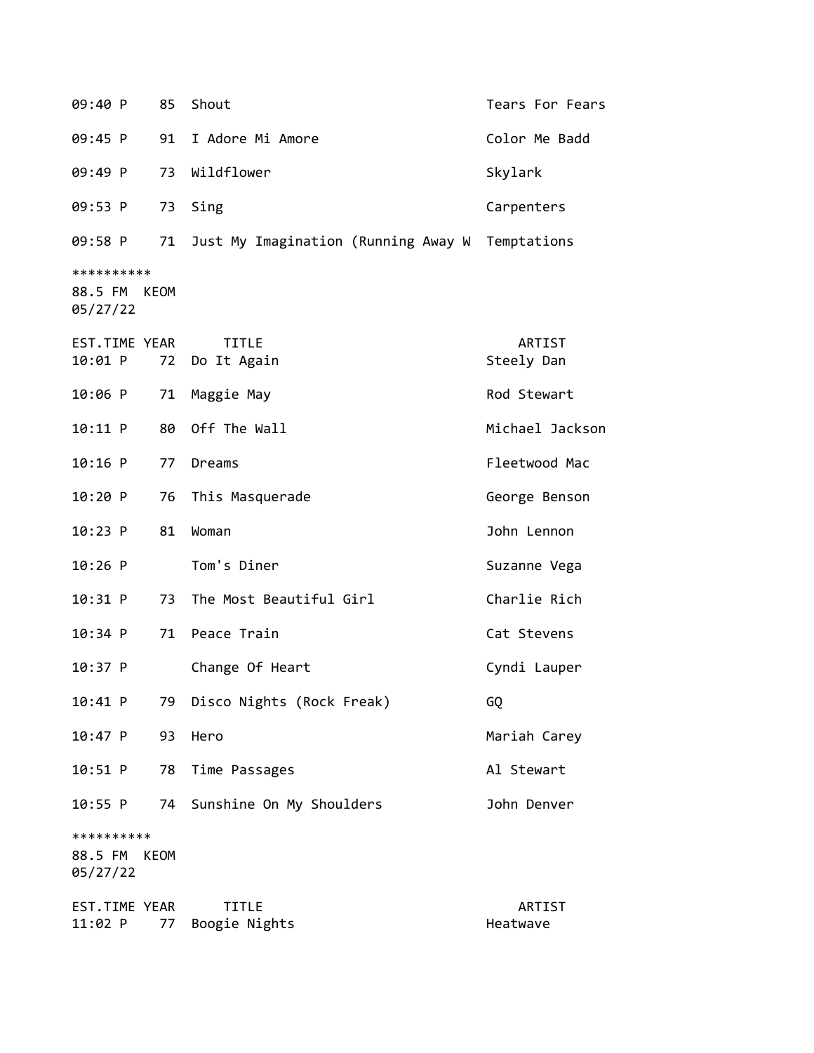| | | | |
|---|---|---|---|
| 09:40 P | 85 | Shout | Tears For Fears |
| 09:45 P | 91 | I Adore Mi Amore | Color Me Badd |
| 09:49 P | 73 | Wildflower | Skylark |
| 09:53 P | 73 | Sing | Carpenters |
| 09:58 P | 71 | Just My Imagination (Running Away W | Temptations |

**********
88.5 FM KEOM
05/27/22

| EST.TIME | YEAR | TITLE | ARTIST |
|---|---|---|---|
| 10:01 P | 72 | Do It Again | Steely Dan |
| 10:06 P | 71 | Maggie May | Rod Stewart |
| 10:11 P | 80 | Off The Wall | Michael Jackson |
| 10:16 P | 77 | Dreams | Fleetwood Mac |
| 10:20 P | 76 | This Masquerade | George Benson |
| 10:23 P | 81 | Woman | John Lennon |
| 10:26 P | | Tom's Diner | Suzanne Vega |
| 10:31 P | 73 | The Most Beautiful Girl | Charlie Rich |
| 10:34 P | 71 | Peace Train | Cat Stevens |
| 10:37 P | | Change Of Heart | Cyndi Lauper |
| 10:41 P | 79 | Disco Nights (Rock Freak) | GQ |
| 10:47 P | 93 | Hero | Mariah Carey |
| 10:51 P | 78 | Time Passages | Al Stewart |
| 10:55 P | 74 | Sunshine On My Shoulders | John Denver |

**********
88.5 FM KEOM
05/27/22

| EST.TIME | YEAR | TITLE | ARTIST |
|---|---|---|---|
| 11:02 P | 77 | Boogie Nights | Heatwave |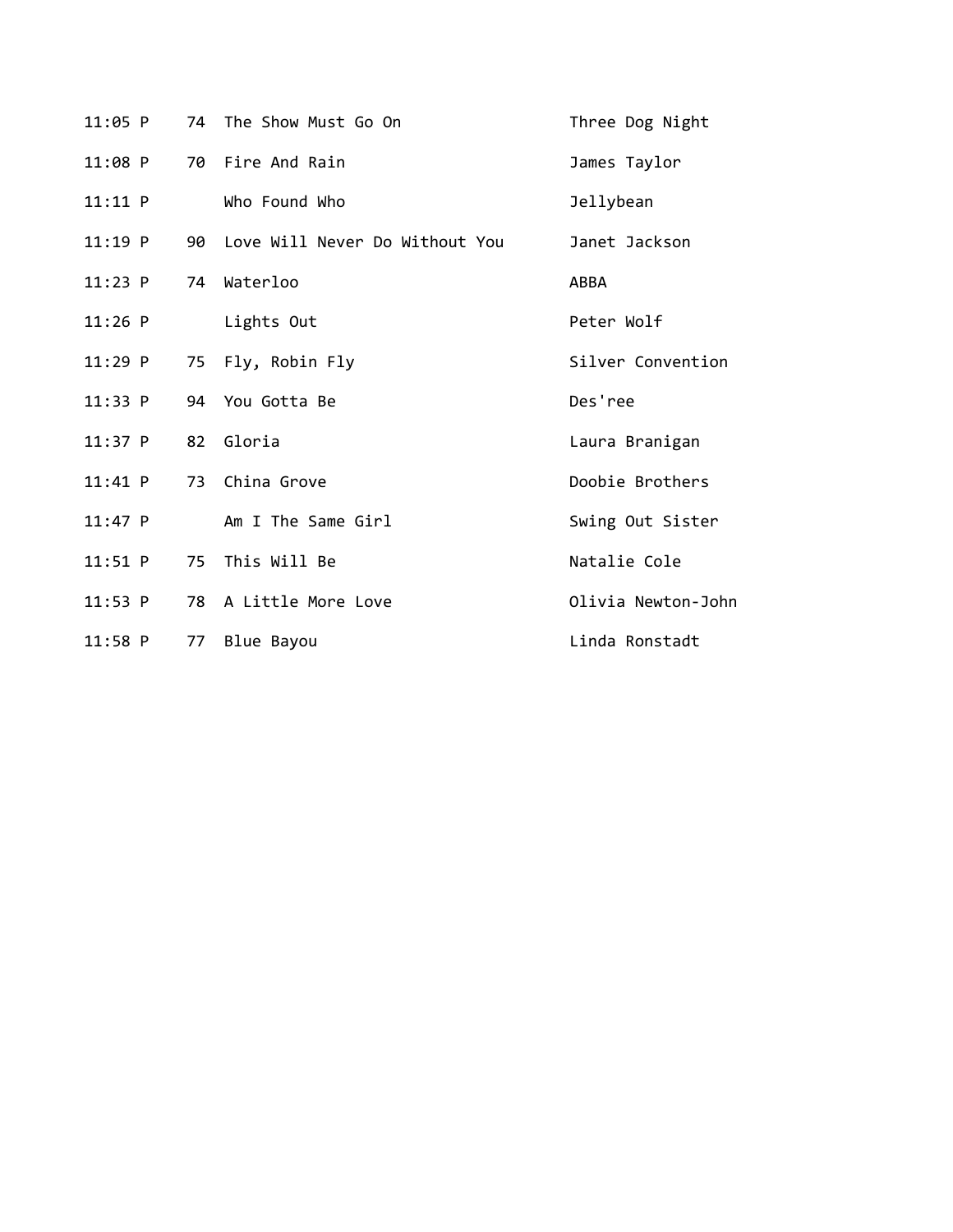| | | | |
|---|---|---|---|
| 11:05 P | 74 | The Show Must Go On | Three Dog Night |
| 11:08 P | 70 | Fire And Rain | James Taylor |
| 11:11 P | | Who Found Who | Jellybean |
| 11:19 P | 90 | Love Will Never Do Without You | Janet Jackson |
| 11:23 P | 74 | Waterloo | ABBA |
| 11:26 P | | Lights Out | Peter Wolf |
| 11:29 P | 75 | Fly, Robin Fly | Silver Convention |
| 11:33 P | 94 | You Gotta Be | Des'ree |
| 11:37 P | 82 | Gloria | Laura Branigan |
| 11:41 P | 73 | China Grove | Doobie Brothers |
| 11:47 P | | Am I The Same Girl | Swing Out Sister |
| 11:51 P | 75 | This Will Be | Natalie Cole |
| 11:53 P | 78 | A Little More Love | Olivia Newton-John |
| 11:58 P | 77 | Blue Bayou | Linda Ronstadt |